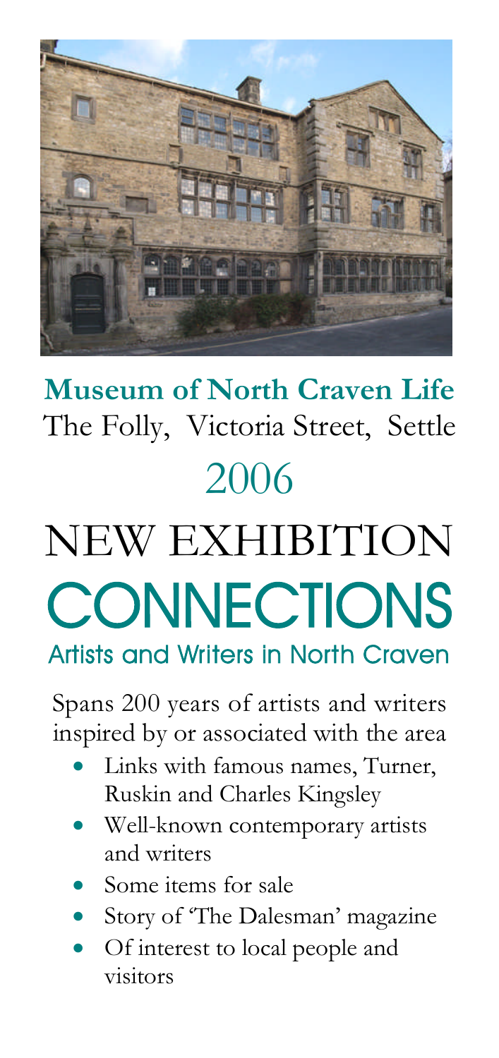**Museum of North Craven Life**
The Folly, Victoria Street, Settle

2006

# NEW EXHIBITION

# CONNECTIONS

## Artists and Writers in North Craven

Spans 200 years of artists and writers inspired by or associated with the area

- Links with famous names, Turner, Ruskin and Charles Kingsley
- Well-known contemporary artists and writers
- Some items for sale
- Story of 'The Dalesman' magazine
- Of interest to local people and visitors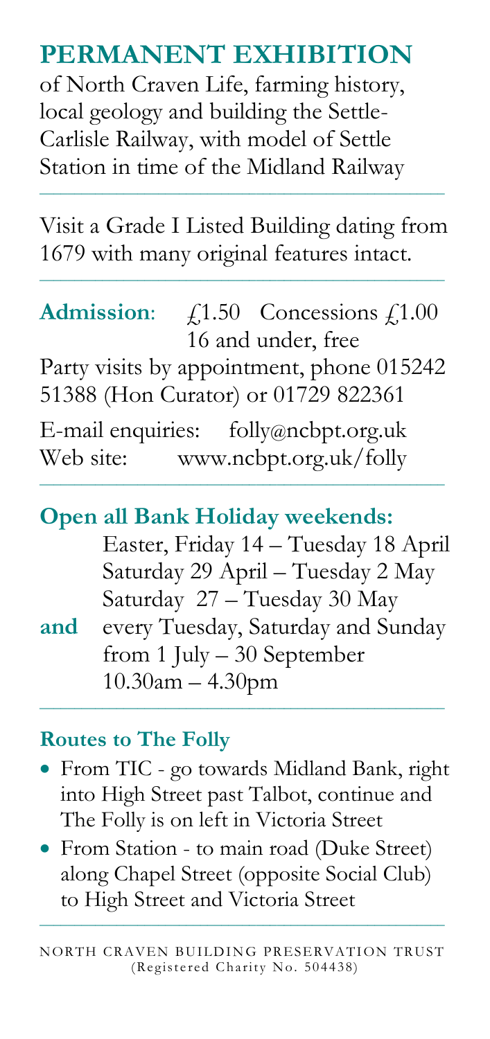## PERMANENT EXHIBITION

of North Craven Life, farming history, local geology and building the Settle-Carlisle Railway, with model of Settle Station in time of the Midland Railway

---

Visit a Grade I Listed Building dating from 1679 with many original features intact.

---

**Admission**: £1.50 Concessions £1.00
16 and under, free

Party visits by appointment, phone 015242 51388 (Hon Curator) or 01729 822361

E-mail enquiries: folly@ncbpt.org.uk
Web site: www.ncbpt.org.uk/folly

---

**Open all Bank Holiday weekends:**

Easter, Friday 14 – Tuesday 18 April
Saturday 29 April – Tuesday 2 May
Saturday 27 – Tuesday 30 May

**and** every Tuesday, Saturday and Sunday from 1 July – 30 September
10.30am – 4.30pm

---

**Routes to The Folly**

- From TIC - go towards Midland Bank, right into High Street past Talbot, continue and The Folly is on left in Victoria Street
- From Station - to main road (Duke Street) along Chapel Street (opposite Social Club) to High Street and Victoria Street

---

NORTH CRAVEN BUILDING PRESERVATION TRUST
(Registered Charity No. 504438)